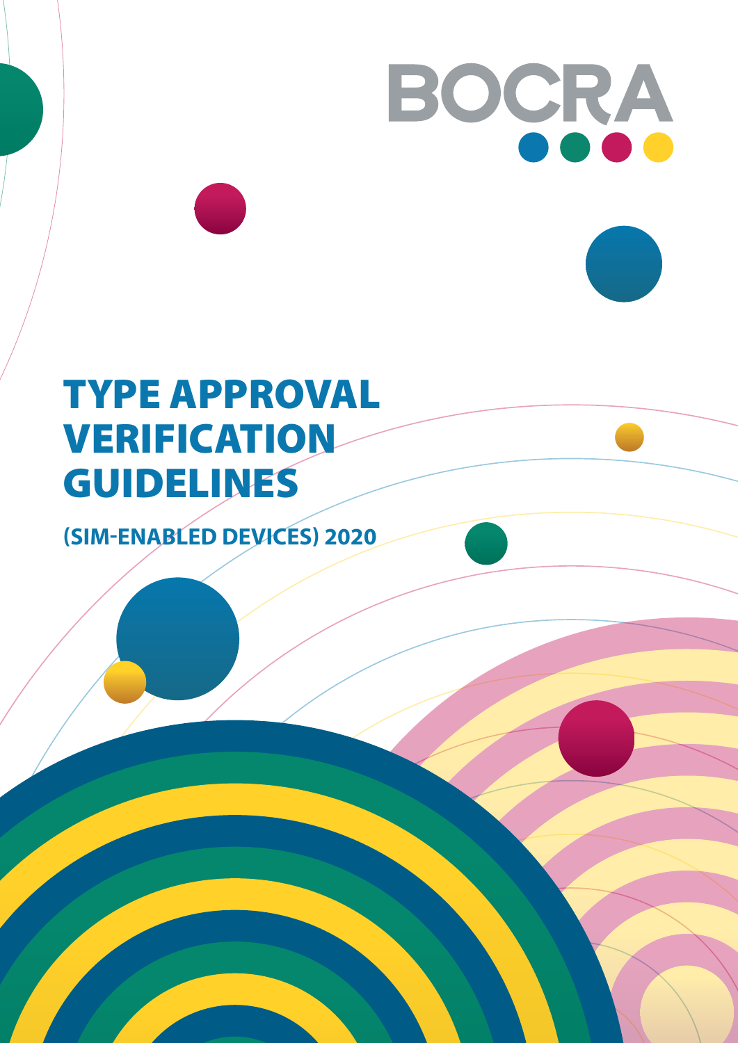BOCRA

# TYPE APPROVAL VERIFICATION GUIDELINES

## (SIM-ENABLED DEVICES) 2020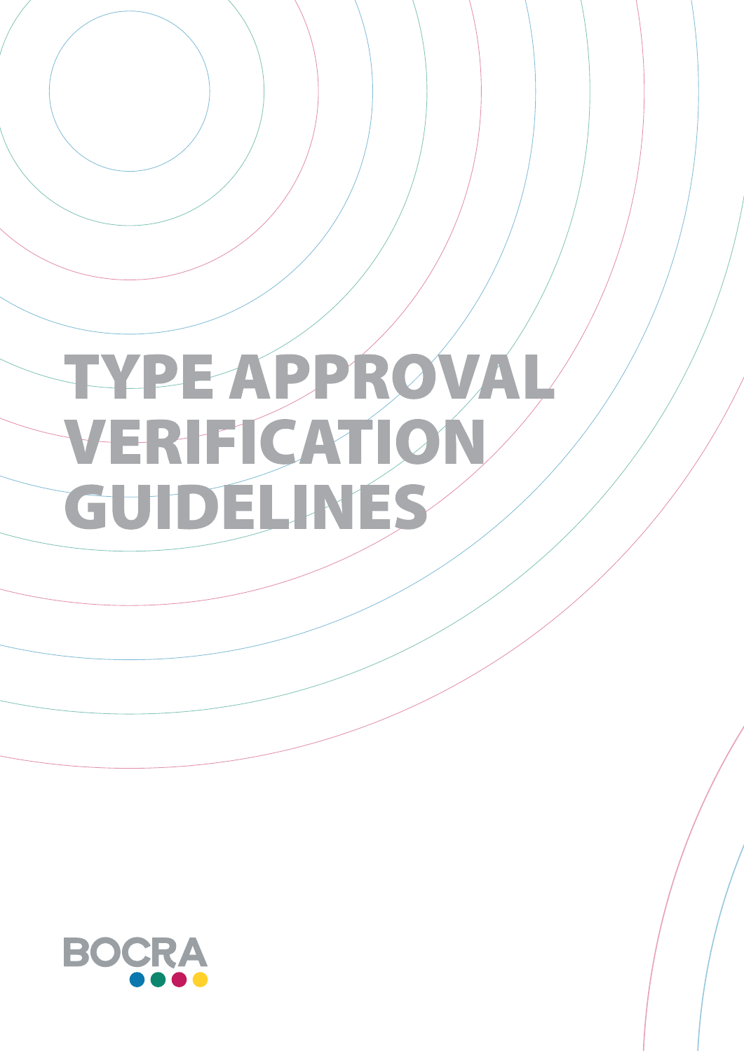# TYPE APPROVAL VERIFICATION GUIDELINES

BOCRA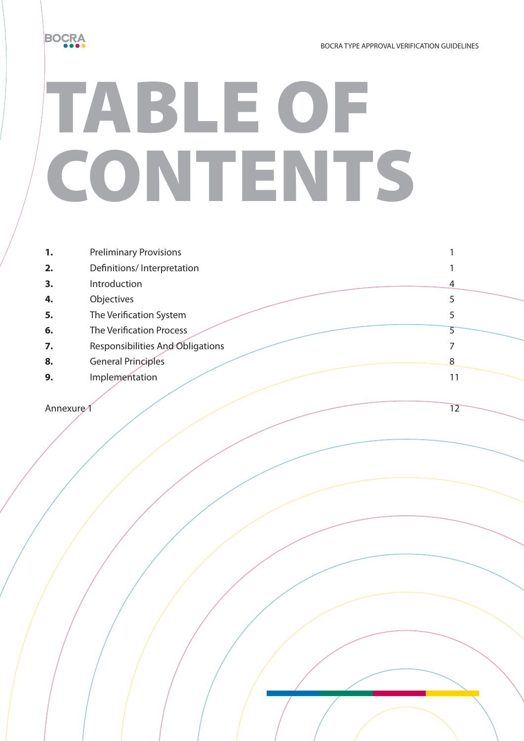# TABLE OF CONTENTS

| | | |
|---|---|---|
| **1.** | Preliminary Provisions | 1 |
| **2.** | Definitions/ Interpretation | 1 |
| **3.** | Introduction | 4 |
| **4.** | Objectives | 5 |
| **5.** | The Verification System | 5 |
| **6.** | The Verification Process | 5 |
| **7.** | Responsibilities And Obligations | 7 |
| **8.** | General Principles | 8 |
| **9.** | Implementation | 11 |
| Annexure 1 | | 12 |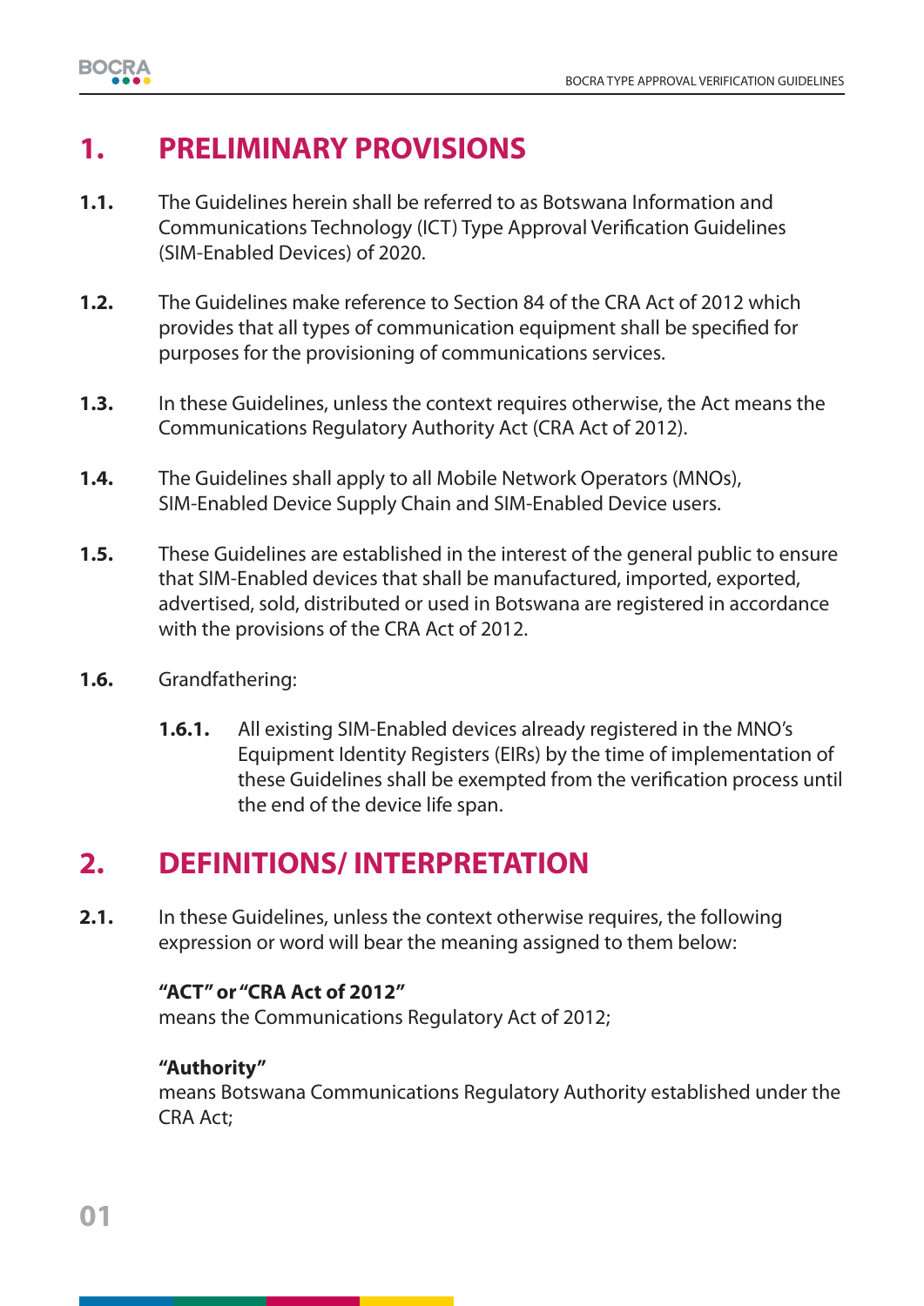# 1. PRELIMINARY PROVISIONS

**1.1.** The Guidelines herein shall be referred to as Botswana Information and Communications Technology (ICT) Type Approval Verification Guidelines (SIM-Enabled Devices) of 2020.

**1.2.** The Guidelines make reference to Section 84 of the CRA Act of 2012 which provides that all types of communication equipment shall be specified for purposes for the provisioning of communications services.

**1.3.** In these Guidelines, unless the context requires otherwise, the Act means the Communications Regulatory Authority Act (CRA Act of 2012).

**1.4.** The Guidelines shall apply to all Mobile Network Operators (MNOs), SIM-Enabled Device Supply Chain and SIM-Enabled Device users.

**1.5.** These Guidelines are established in the interest of the general public to ensure that SIM-Enabled devices that shall be manufactured, imported, exported, advertised, sold, distributed or used in Botswana are registered in accordance with the provisions of the CRA Act of 2012.

**1.6.** Grandfathering:

**1.6.1.** All existing SIM-Enabled devices already registered in the MNO's Equipment Identity Registers (EIRs) by the time of implementation of these Guidelines shall be exempted from the verification process until the end of the device life span.

# 2. DEFINITIONS/ INTERPRETATION

**2.1.** In these Guidelines, unless the context otherwise requires, the following expression or word will bear the meaning assigned to them below:

**"ACT" or "CRA Act of 2012"**
means the Communications Regulatory Act of 2012;

**"Authority"**
means Botswana Communications Regulatory Authority established under the CRA Act;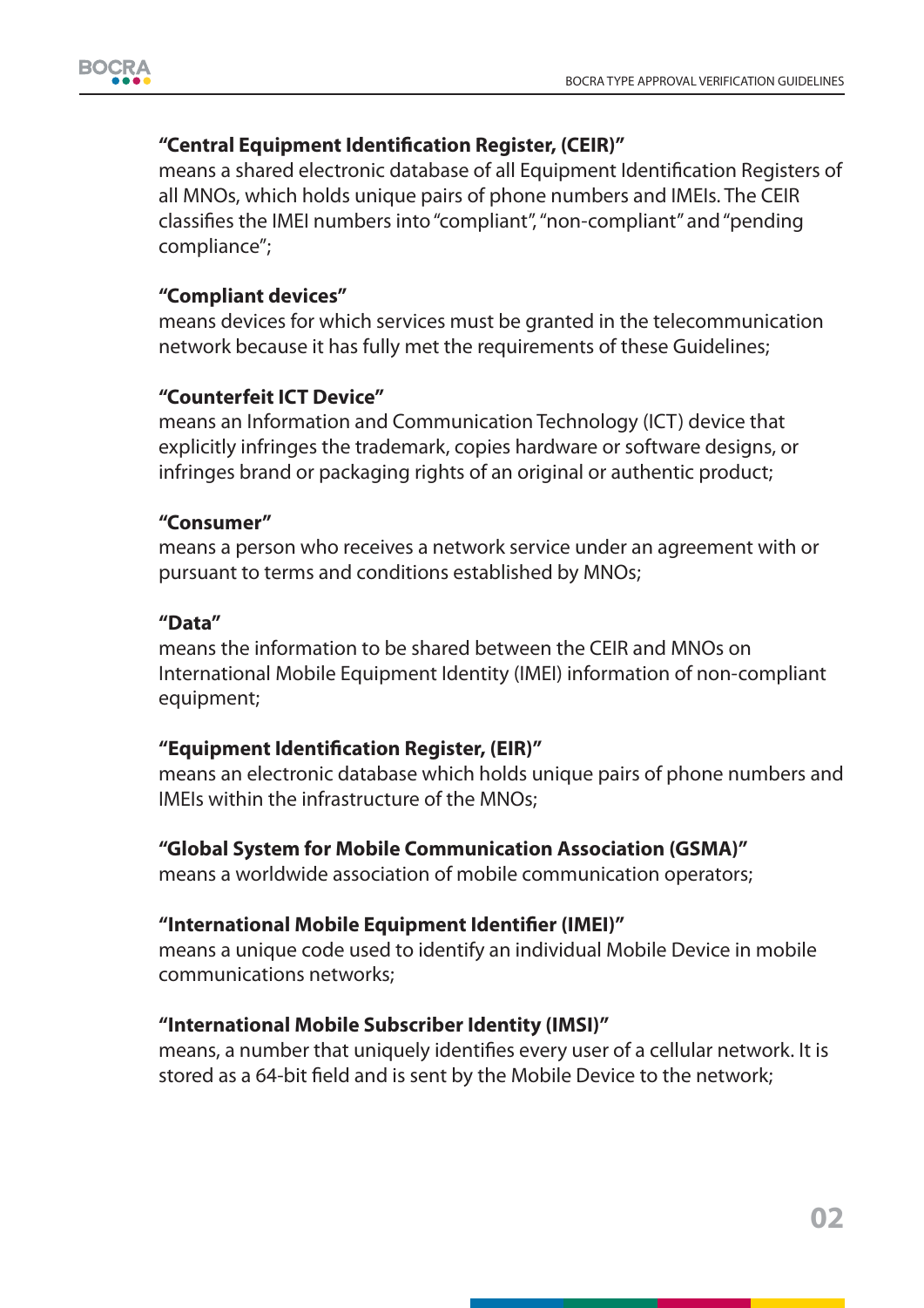**"Central Equipment Identification Register, (CEIR)"**
means a shared electronic database of all Equipment Identification Registers of all MNOs, which holds unique pairs of phone numbers and IMEIs. The CEIR classifies the IMEI numbers into "compliant", "non-compliant" and "pending compliance";

**"Compliant devices"**
means devices for which services must be granted in the telecommunication network because it has fully met the requirements of these Guidelines;

**"Counterfeit ICT Device"**
means an Information and Communication Technology (ICT) device that explicitly infringes the trademark, copies hardware or software designs, or infringes brand or packaging rights of an original or authentic product;

**"Consumer"**
means a person who receives a network service under an agreement with or pursuant to terms and conditions established by MNOs;

**"Data"**
means the information to be shared between the CEIR and MNOs on International Mobile Equipment Identity (IMEI) information of non-compliant equipment;

**"Equipment Identification Register, (EIR)"**
means an electronic database which holds unique pairs of phone numbers and IMEIs within the infrastructure of the MNOs;

**"Global System for Mobile Communication Association (GSMA)"**
means a worldwide association of mobile communication operators;

**"International Mobile Equipment Identifier (IMEI)"**
means a unique code used to identify an individual Mobile Device in mobile communications networks;

**"International Mobile Subscriber Identity (IMSI)"**
means, a number that uniquely identifies every user of a cellular network. It is stored as a 64-bit field and is sent by the Mobile Device to the network;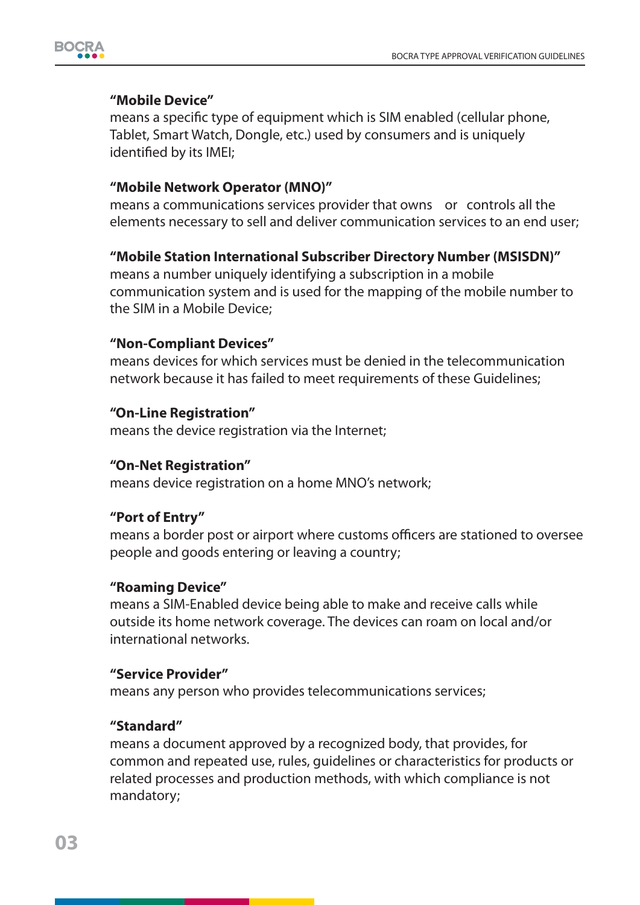**"Mobile Device"**
means a specific type of equipment which is SIM enabled (cellular phone, Tablet, Smart Watch, Dongle, etc.) used by consumers and is uniquely identified by its IMEI;

**"Mobile Network Operator (MNO)"**
means a communications services provider that owns or controls all the elements necessary to sell and deliver communication services to an end user;

**"Mobile Station International Subscriber Directory Number (MSISDN)"**
means a number uniquely identifying a subscription in a mobile communication system and is used for the mapping of the mobile number to the SIM in a Mobile Device;

**"Non-Compliant Devices"**
means devices for which services must be denied in the telecommunication network because it has failed to meet requirements of these Guidelines;

**"On-Line Registration"**
means the device registration via the Internet;

**"On-Net Registration"**
means device registration on a home MNO's network;

**"Port of Entry"**
means a border post or airport where customs officers are stationed to oversee people and goods entering or leaving a country;

**"Roaming Device"**
means a SIM-Enabled device being able to make and receive calls while outside its home network coverage. The devices can roam on local and/or international networks.

**"Service Provider"**
means any person who provides telecommunications services;

**"Standard"**
means a document approved by a recognized body, that provides, for common and repeated use, rules, guidelines or characteristics for products or related processes and production methods, with which compliance is not mandatory;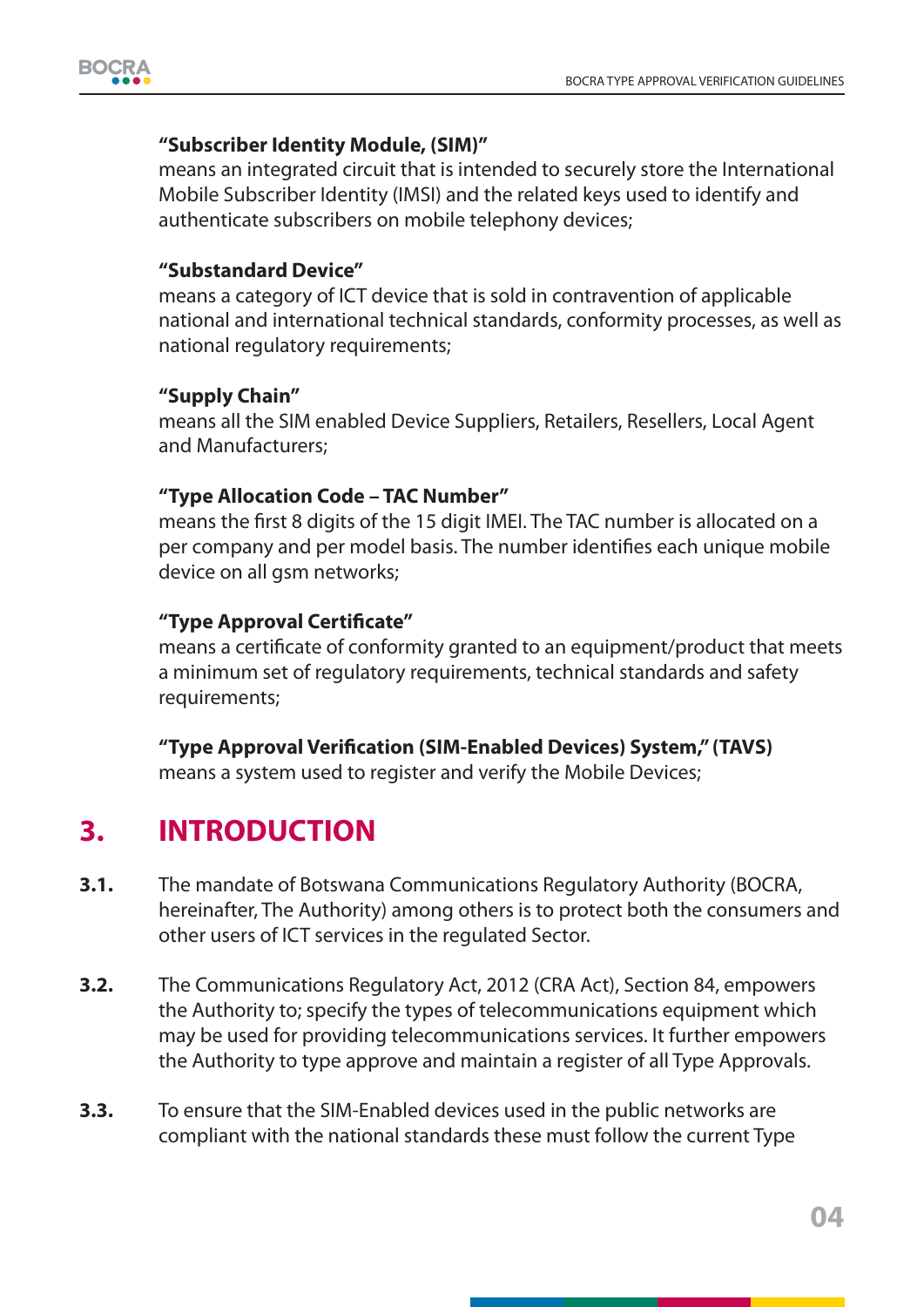**“Subscriber Identity Module, (SIM)”**
means an integrated circuit that is intended to securely store the International Mobile Subscriber Identity (IMSI) and the related keys used to identify and authenticate subscribers on mobile telephony devices;

**“Substandard Device”**
means a category of ICT device that is sold in contravention of applicable national and international technical standards, conformity processes, as well as national regulatory requirements;

**“Supply Chain”**
means all the SIM enabled Device Suppliers, Retailers, Resellers, Local Agent and Manufacturers;

**“Type Allocation Code – TAC Number”**
means the first 8 digits of the 15 digit IMEI. The TAC number is allocated on a per company and per model basis. The number identifies each unique mobile device on all gsm networks;

**“Type Approval Certificate”**
means a certificate of conformity granted to an equipment/product that meets a minimum set of regulatory requirements, technical standards and safety requirements;

**“Type Approval Verification (SIM-Enabled Devices) System,” (TAVS)**
means a system used to register and verify the Mobile Devices;

## 3. INTRODUCTION

**3.1.** The mandate of Botswana Communications Regulatory Authority (BOCRA, hereinafter, The Authority) among others is to protect both the consumers and other users of ICT services in the regulated Sector.

**3.2.** The Communications Regulatory Act, 2012 (CRA Act), Section 84, empowers the Authority to; specify the types of telecommunications equipment which may be used for providing telecommunications services. It further empowers the Authority to type approve and maintain a register of all Type Approvals.

**3.3.** To ensure that the SIM-Enabled devices used in the public networks are compliant with the national standards these must follow the current Type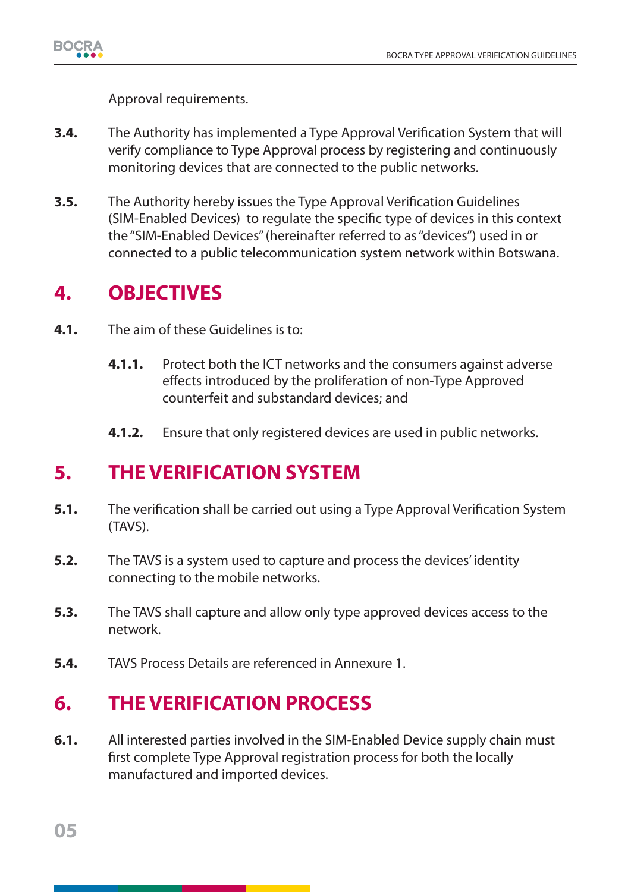Approval requirements.

**3.4.** The Authority has implemented a Type Approval Verification System that will verify compliance to Type Approval process by registering and continuously monitoring devices that are connected to the public networks.

**3.5.** The Authority hereby issues the Type Approval Verification Guidelines (SIM-Enabled Devices) to regulate the specific type of devices in this context the "SIM-Enabled Devices" (hereinafter referred to as "devices") used in or connected to a public telecommunication system network within Botswana.

## 4. OBJECTIVES

**4.1.** The aim of these Guidelines is to:

**4.1.1.** Protect both the ICT networks and the consumers against adverse effects introduced by the proliferation of non-Type Approved counterfeit and substandard devices; and

**4.1.2.** Ensure that only registered devices are used in public networks.

## 5. THE VERIFICATION SYSTEM

**5.1.** The verification shall be carried out using a Type Approval Verification System (TAVS).

**5.2.** The TAVS is a system used to capture and process the devices' identity connecting to the mobile networks.

**5.3.** The TAVS shall capture and allow only type approved devices access to the network.

**5.4.** TAVS Process Details are referenced in Annexure 1.

## 6. THE VERIFICATION PROCESS

**6.1.** All interested parties involved in the SIM-Enabled Device supply chain must first complete Type Approval registration process for both the locally manufactured and imported devices.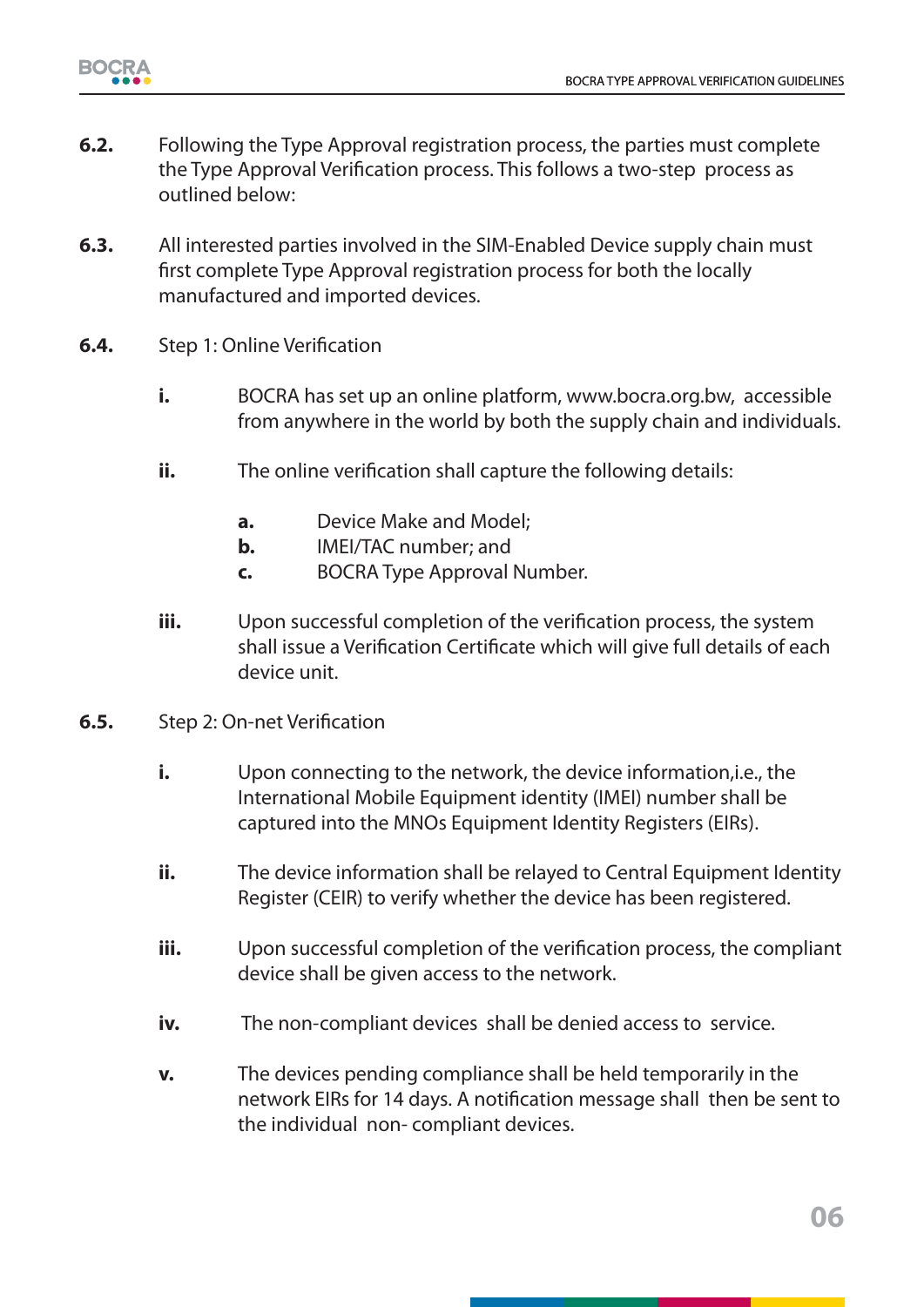**6.2.** Following the Type Approval registration process, the parties must complete the Type Approval Verification process. This follows a two-step process as outlined below:

**6.3.** All interested parties involved in the SIM-Enabled Device supply chain must first complete Type Approval registration process for both the locally manufactured and imported devices.

**6.4.** Step 1: Online Verification

- **i.** BOCRA has set up an online platform, www.bocra.org.bw, accessible from anywhere in the world by both the supply chain and individuals.

- **ii.** The online verification shall capture the following details:

  - **a.** Device Make and Model;
  - **b.** IMEI/TAC number; and
  - **c.** BOCRA Type Approval Number.

- **iii.** Upon successful completion of the verification process, the system shall issue a Verification Certificate which will give full details of each device unit.

**6.5.** Step 2: On-net Verification

- **i.** Upon connecting to the network, the device information,i.e., the International Mobile Equipment identity (IMEI) number shall be captured into the MNOs Equipment Identity Registers (EIRs).

- **ii.** The device information shall be relayed to Central Equipment Identity Register (CEIR) to verify whether the device has been registered.

- **iii.** Upon successful completion of the verification process, the compliant device shall be given access to the network.

- **iv.** The non-compliant devices shall be denied access to service.

- **v.** The devices pending compliance shall be held temporarily in the network EIRs for 14 days. A notification message shall then be sent to the individual non- compliant devices.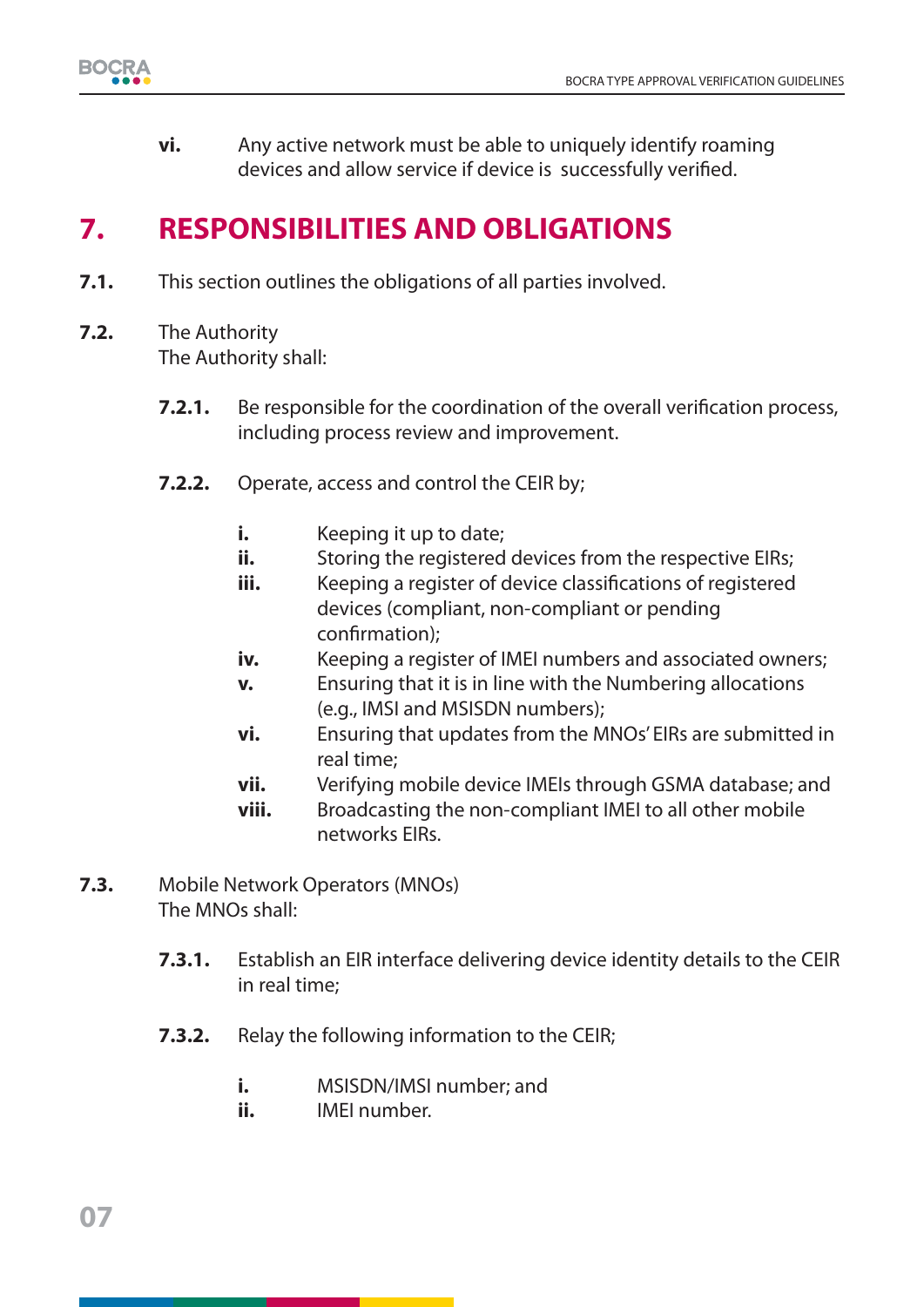**vi.** Any active network must be able to uniquely identify roaming devices and allow service if device is successfully verified.

## 7. RESPONSIBILITIES AND OBLIGATIONS

**7.1.** This section outlines the obligations of all parties involved.

**7.2.** The Authority
The Authority shall:

**7.2.1.** Be responsible for the coordination of the overall verification process, including process review and improvement.

**7.2.2.** Operate, access and control the CEIR by;

- **i.** Keeping it up to date;
- **ii.** Storing the registered devices from the respective EIRs;
- **iii.** Keeping a register of device classifications of registered devices (compliant, non-compliant or pending confirmation);
- **iv.** Keeping a register of IMEI numbers and associated owners;
- **v.** Ensuring that it is in line with the Numbering allocations (e.g., IMSI and MSISDN numbers);
- **vi.** Ensuring that updates from the MNOs' EIRs are submitted in real time;
- **vii.** Verifying mobile device IMEIs through GSMA database; and
- **viii.** Broadcasting the non-compliant IMEI to all other mobile networks EIRs.

**7.3.** Mobile Network Operators (MNOs)
The MNOs shall:

**7.3.1.** Establish an EIR interface delivering device identity details to the CEIR in real time;

**7.3.2.** Relay the following information to the CEIR;

- **i.** MSISDN/IMSI number; and
- **ii.** IMEI number.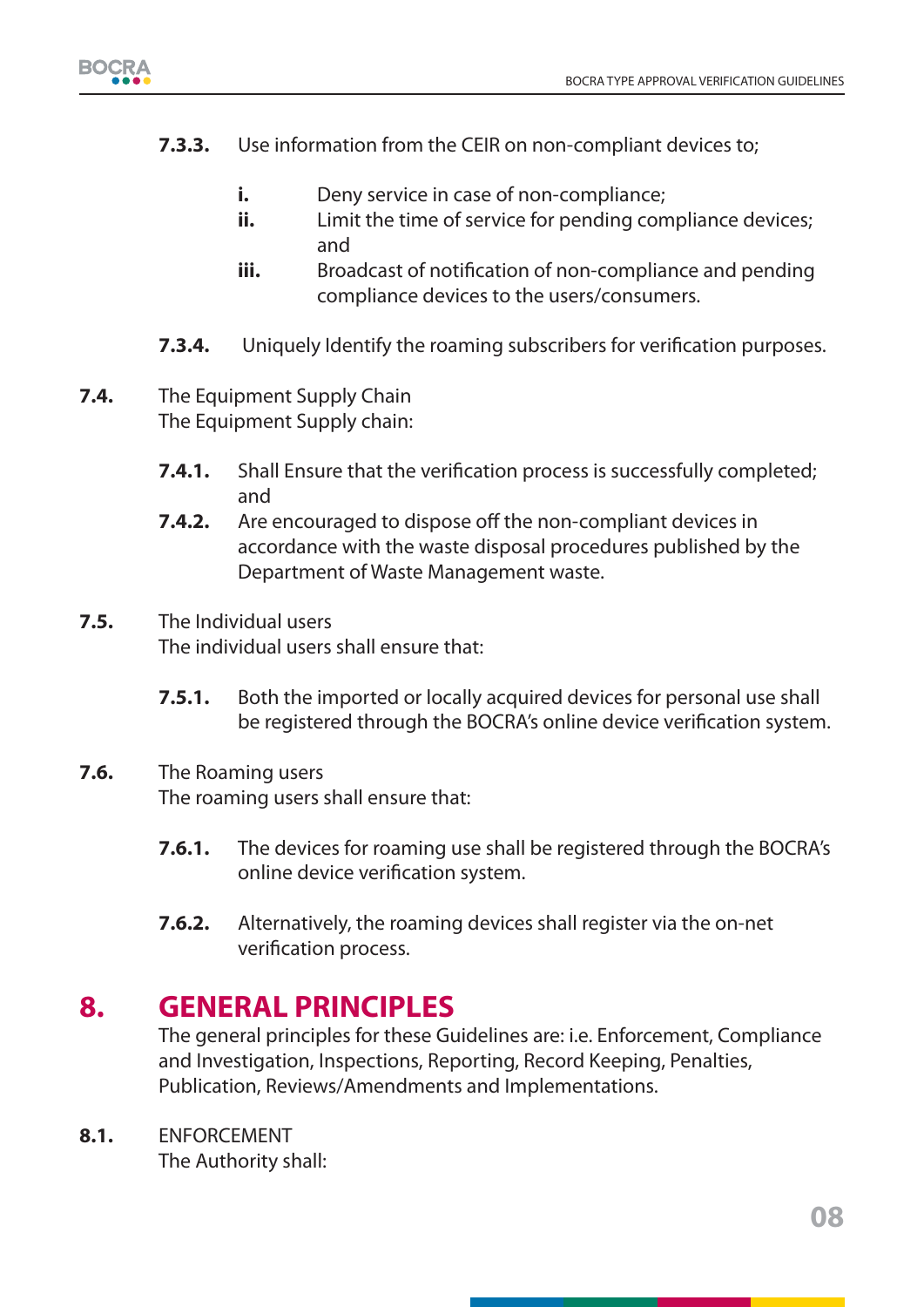**7.3.3.** Use information from the CEIR on non-compliant devices to;

- **i.** Deny service in case of non-compliance;
- **ii.** Limit the time of service for pending compliance devices; and
- **iii.** Broadcast of notification of non-compliance and pending compliance devices to the users/consumers.

**7.3.4.** Uniquely Identify the roaming subscribers for verification purposes.

**7.4.** The Equipment Supply Chain

The Equipment Supply chain:

**7.4.1.** Shall Ensure that the verification process is successfully completed; and

**7.4.2.** Are encouraged to dispose off the non-compliant devices in accordance with the waste disposal procedures published by the Department of Waste Management waste.

**7.5.** The Individual users

The individual users shall ensure that:

**7.5.1.** Both the imported or locally acquired devices for personal use shall be registered through the BOCRA's online device verification system.

**7.6.** The Roaming users

The roaming users shall ensure that:

**7.6.1.** The devices for roaming use shall be registered through the BOCRA's online device verification system.

**7.6.2.** Alternatively, the roaming devices shall register via the on-net verification process.

## 8. GENERAL PRINCIPLES

The general principles for these Guidelines are: i.e. Enforcement, Compliance and Investigation, Inspections, Reporting, Record Keeping, Penalties, Publication, Reviews/Amendments and Implementations.

**8.1.** ENFORCEMENT

The Authority shall: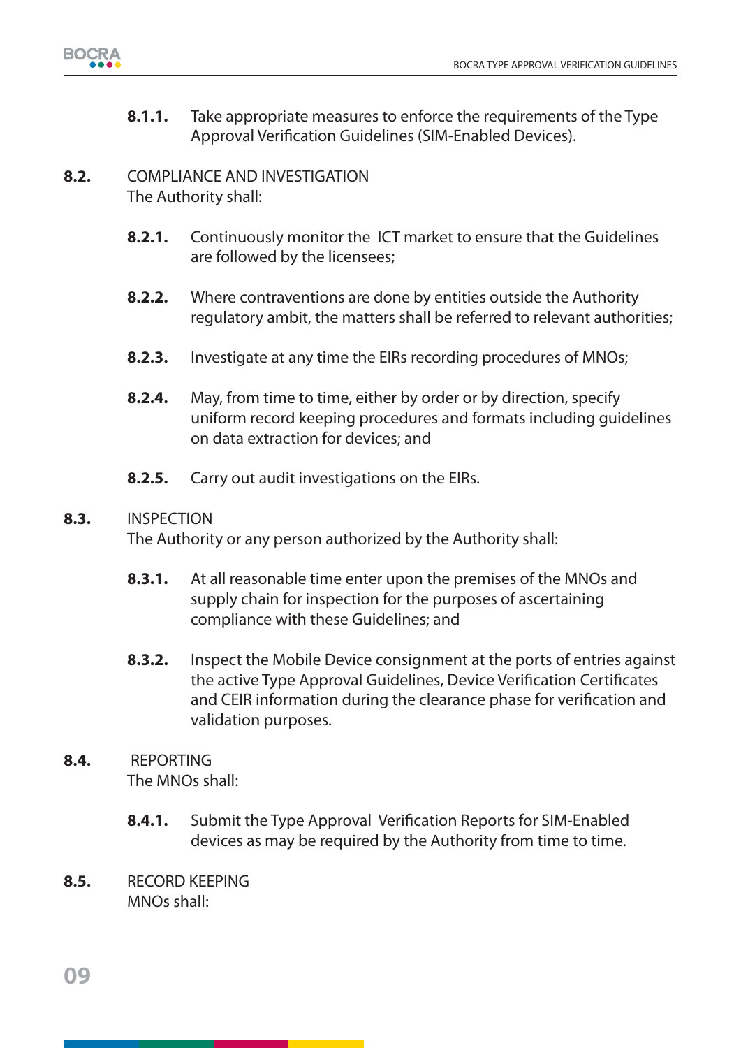**8.1.1.** Take appropriate measures to enforce the requirements of the Type Approval Verification Guidelines (SIM-Enabled Devices).

**8.2.** COMPLIANCE AND INVESTIGATION

The Authority shall:

**8.2.1.** Continuously monitor the ICT market to ensure that the Guidelines are followed by the licensees;

**8.2.2.** Where contraventions are done by entities outside the Authority regulatory ambit, the matters shall be referred to relevant authorities;

**8.2.3.** Investigate at any time the EIRs recording procedures of MNOs;

**8.2.4.** May, from time to time, either by order or by direction, specify uniform record keeping procedures and formats including guidelines on data extraction for devices; and

**8.2.5.** Carry out audit investigations on the EIRs.

**8.3.** INSPECTION

The Authority or any person authorized by the Authority shall:

**8.3.1.** At all reasonable time enter upon the premises of the MNOs and supply chain for inspection for the purposes of ascertaining compliance with these Guidelines; and

**8.3.2.** Inspect the Mobile Device consignment at the ports of entries against the active Type Approval Guidelines, Device Verification Certificates and CEIR information during the clearance phase for verification and validation purposes.

**8.4.** REPORTING

The MNOs shall:

**8.4.1.** Submit the Type Approval Verification Reports for SIM-Enabled devices as may be required by the Authority from time to time.

**8.5.** RECORD KEEPING

MNOs shall: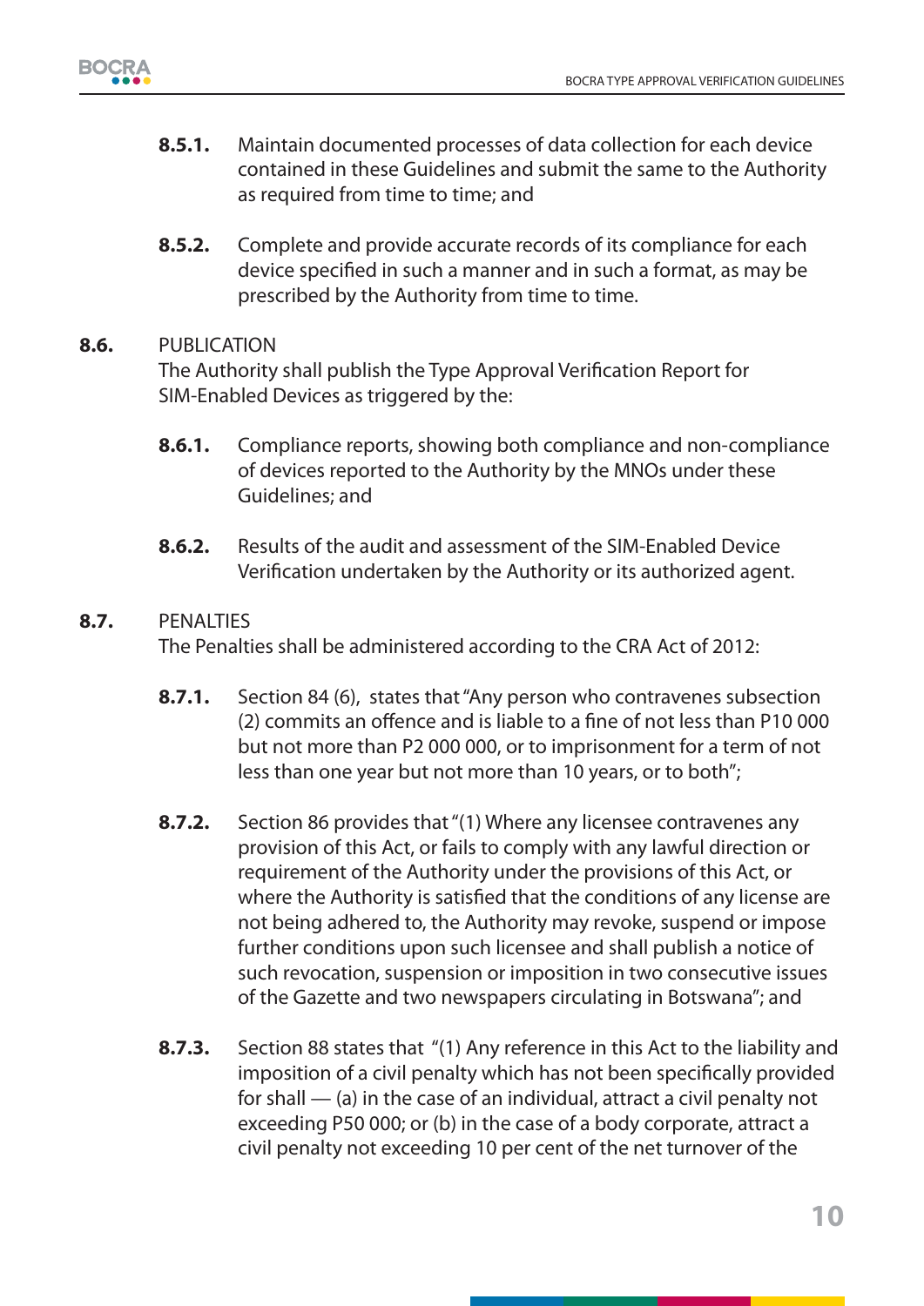**8.5.1.** Maintain documented processes of data collection for each device contained in these Guidelines and submit the same to the Authority as required from time to time; and

**8.5.2.** Complete and provide accurate records of its compliance for each device specified in such a manner and in such a format, as may be prescribed by the Authority from time to time.

**8.6.** PUBLICATION

The Authority shall publish the Type Approval Verification Report for SIM-Enabled Devices as triggered by the:

**8.6.1.** Compliance reports, showing both compliance and non-compliance of devices reported to the Authority by the MNOs under these Guidelines; and

**8.6.2.** Results of the audit and assessment of the SIM-Enabled Device Verification undertaken by the Authority or its authorized agent.

**8.7.** PENALTIES

The Penalties shall be administered according to the CRA Act of 2012:

**8.7.1.** Section 84 (6), states that "Any person who contravenes subsection (2) commits an offence and is liable to a fine of not less than P10 000 but not more than P2 000 000, or to imprisonment for a term of not less than one year but not more than 10 years, or to both";

**8.7.2.** Section 86 provides that "(1) Where any licensee contravenes any provision of this Act, or fails to comply with any lawful direction or requirement of the Authority under the provisions of this Act, or where the Authority is satisfied that the conditions of any license are not being adhered to, the Authority may revoke, suspend or impose further conditions upon such licensee and shall publish a notice of such revocation, suspension or imposition in two consecutive issues of the Gazette and two newspapers circulating in Botswana"; and

**8.7.3.** Section 88 states that "(1) Any reference in this Act to the liability and imposition of a civil penalty which has not been specifically provided for shall — (a) in the case of an individual, attract a civil penalty not exceeding P50 000; or (b) in the case of a body corporate, attract a civil penalty not exceeding 10 per cent of the net turnover of the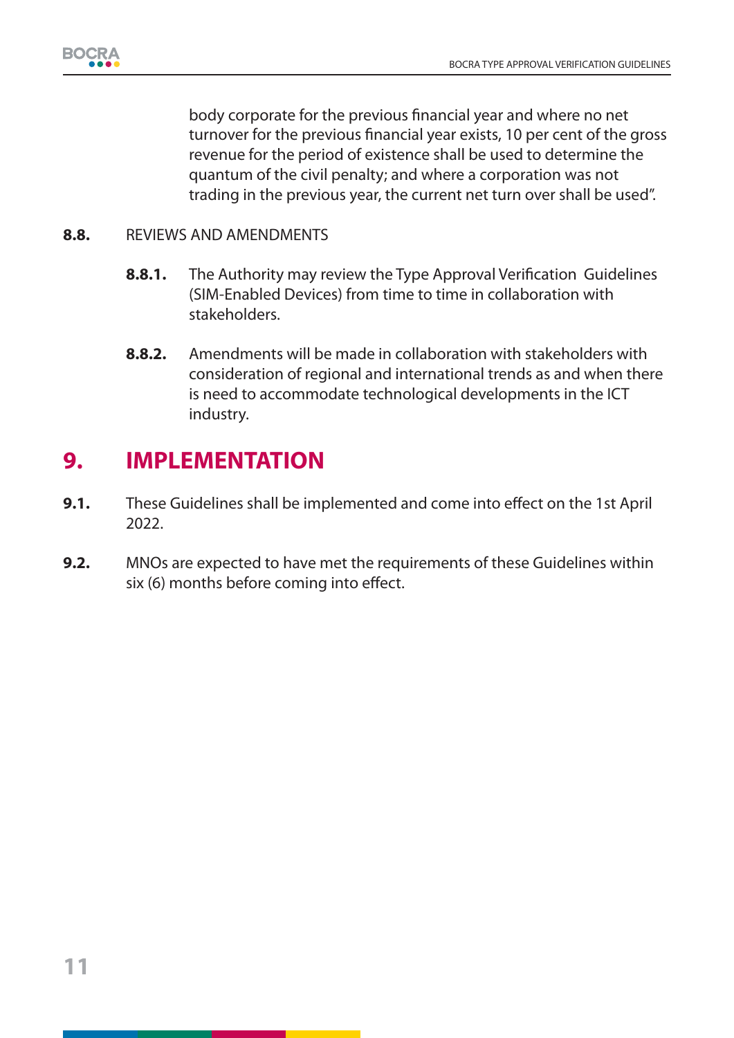body corporate for the previous financial year and where no net turnover for the previous financial year exists, 10 per cent of the gross revenue for the period of existence shall be used to determine the quantum of the civil penalty; and where a corporation was not trading in the previous year, the current net turn over shall be used".

**8.8.** REVIEWS AND AMENDMENTS

**8.8.1.** The Authority may review the Type Approval Verification Guidelines (SIM-Enabled Devices) from time to time in collaboration with stakeholders.

**8.8.2.** Amendments will be made in collaboration with stakeholders with consideration of regional and international trends as and when there is need to accommodate technological developments in the ICT industry.

# 9. IMPLEMENTATION

**9.1.** These Guidelines shall be implemented and come into effect on the 1st April 2022.

**9.2.** MNOs are expected to have met the requirements of these Guidelines within six (6) months before coming into effect.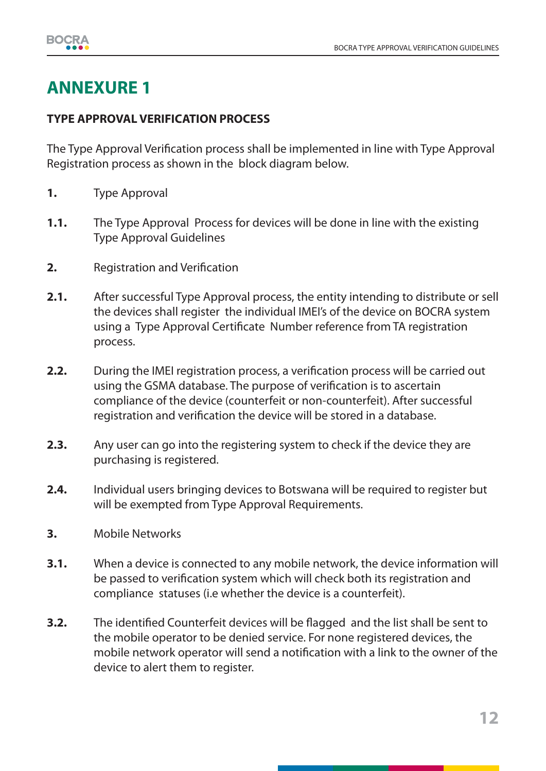# ANNEXURE 1

**TYPE APPROVAL VERIFICATION PROCESS**

The Type Approval Verification process shall be implemented in line with Type Approval Registration process as shown in the block diagram below.

**1.** Type Approval

**1.1.** The Type Approval Process for devices will be done in line with the existing Type Approval Guidelines

**2.** Registration and Verification

**2.1.** After successful Type Approval process, the entity intending to distribute or sell the devices shall register the individual IMEI's of the device on BOCRA system using a Type Approval Certificate Number reference from TA registration process.

**2.2.** During the IMEI registration process, a verification process will be carried out using the GSMA database. The purpose of verification is to ascertain compliance of the device (counterfeit or non-counterfeit). After successful registration and verification the device will be stored in a database.

**2.3.** Any user can go into the registering system to check if the device they are purchasing is registered.

**2.4.** Individual users bringing devices to Botswana will be required to register but will be exempted from Type Approval Requirements.

**3.** Mobile Networks

**3.1.** When a device is connected to any mobile network, the device information will be passed to verification system which will check both its registration and compliance statuses (i.e whether the device is a counterfeit).

**3.2.** The identified Counterfeit devices will be flagged and the list shall be sent to the mobile operator to be denied service. For none registered devices, the mobile network operator will send a notification with a link to the owner of the device to alert them to register.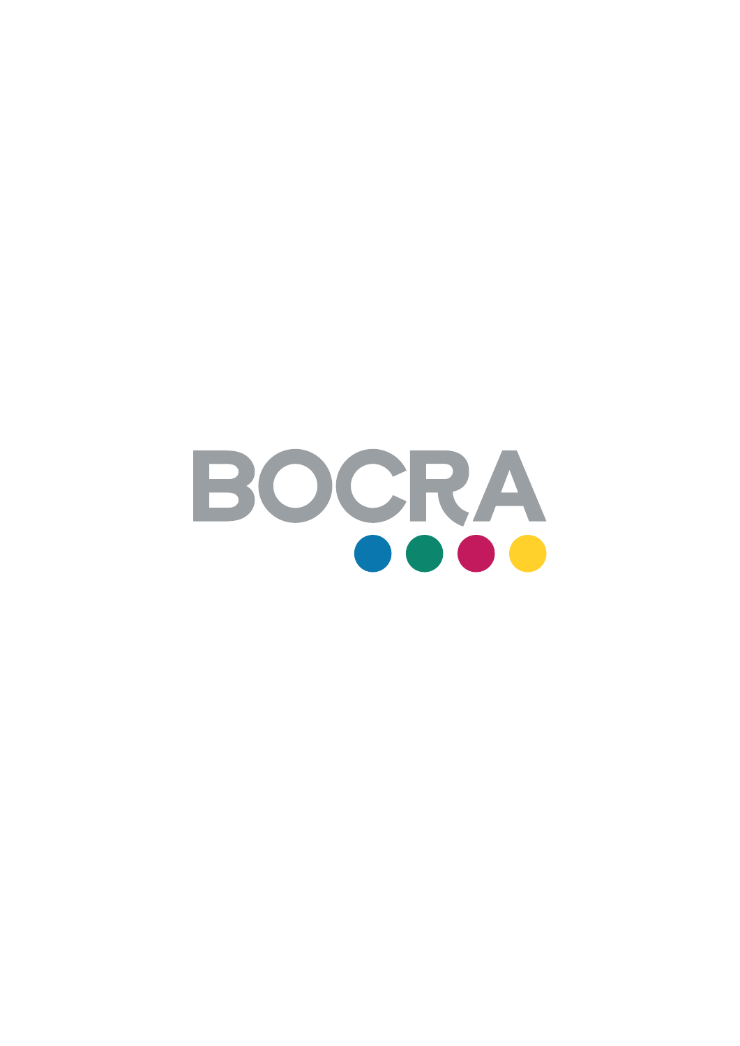BOCRA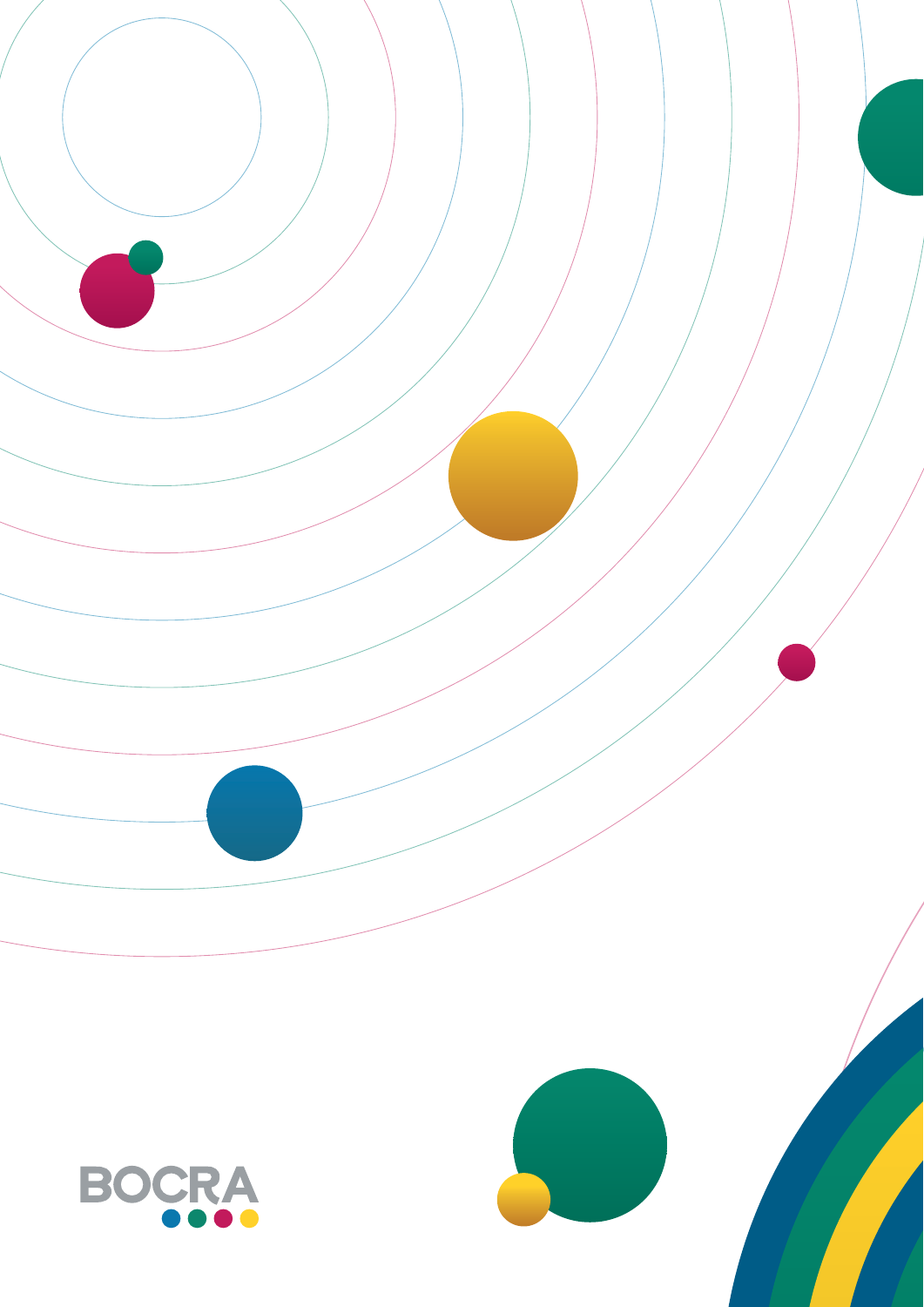BOCRA